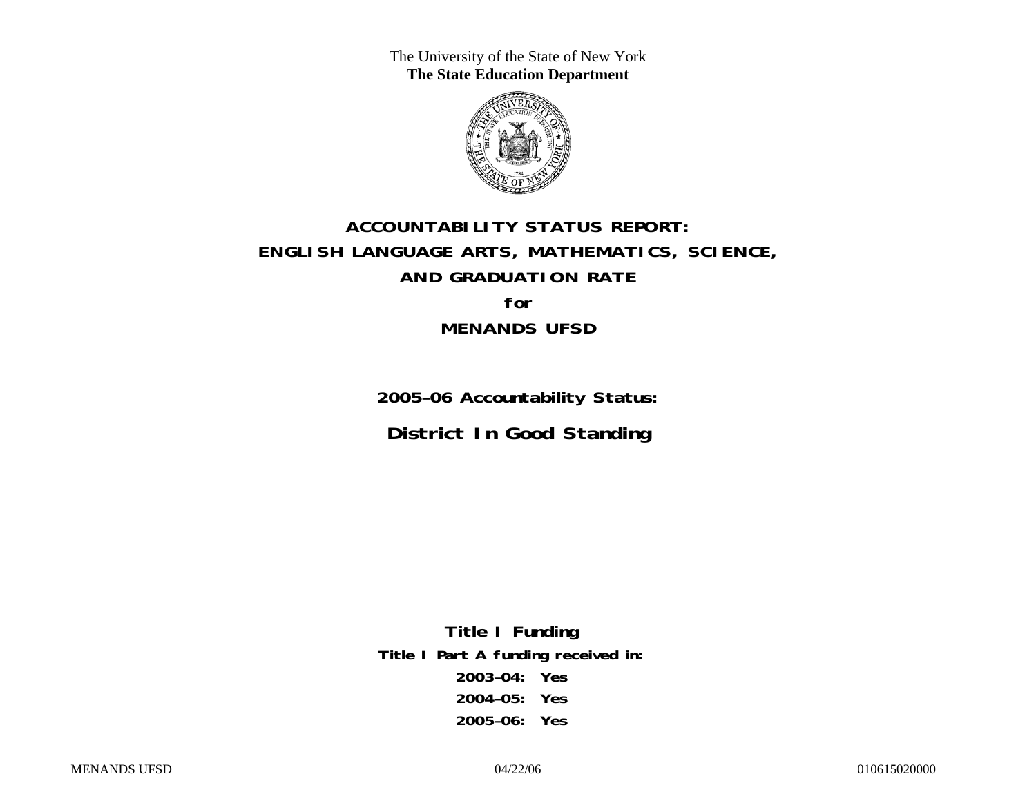The University of the State of New York
**The State Education Department**

# ACCOUNTABILITY STATUS REPORT:
# ENGLISH LANGUAGE ARTS, MATHEMATICS, SCIENCE,
# AND GRADUATION RATE
# for
# MENANDS UFSD

## 2005–06 Accountability Status:

## District In Good Standing

**Title I Funding**

**Title I Part A funding received in:**

**2003–04: Yes**

**2004–05: Yes**

**2005–06: Yes**

MENANDS UFSD 04/22/06 010615020000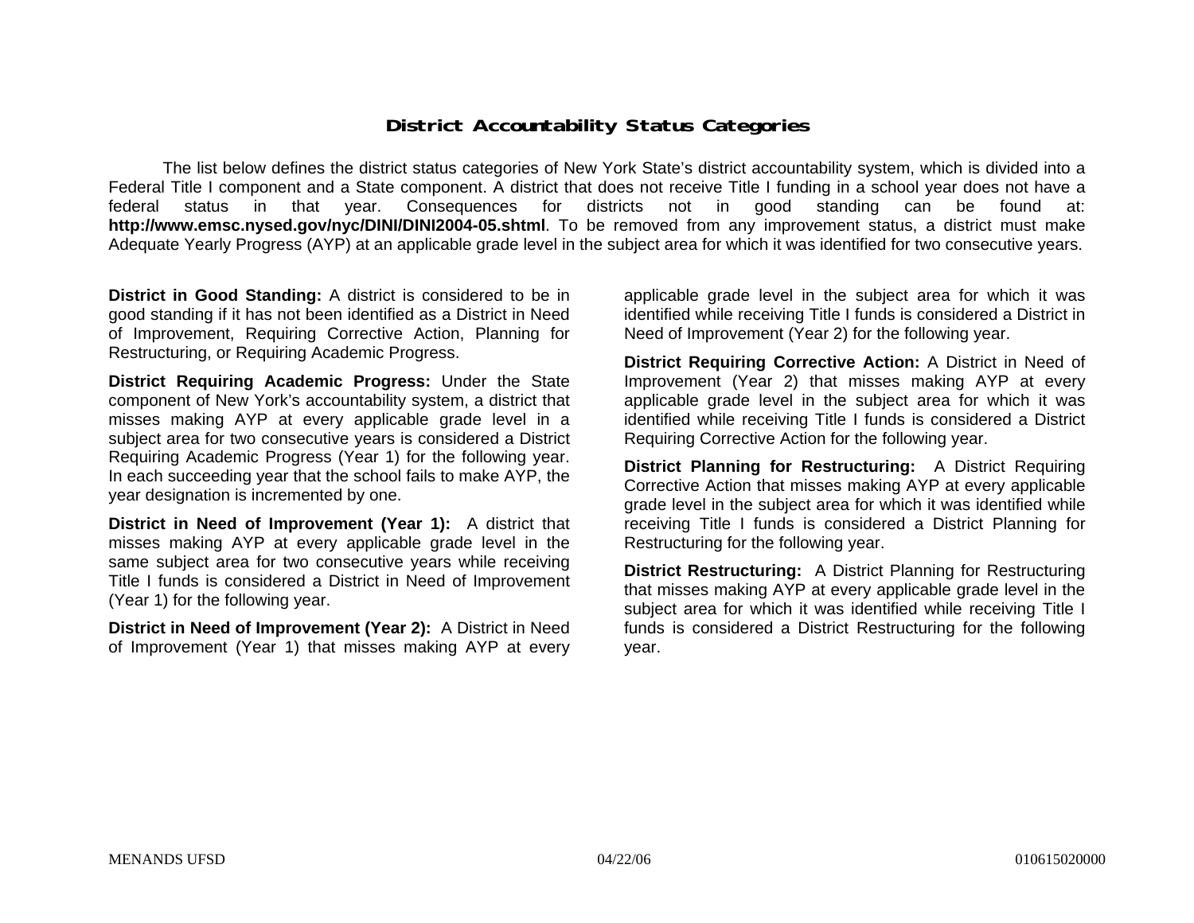# District Accountability Status Categories

The list below defines the district status categories of New York State's district accountability system, which is divided into a Federal Title I component and a State component. A district that does not receive Title I funding in a school year does not have a federal status in that year. Consequences for districts not in good standing can be found at: **http://www.emsc.nysed.gov/nyc/DINI/DINI2004-05.shtml**. To be removed from any improvement status, a district must make Adequate Yearly Progress (AYP) at an applicable grade level in the subject area for which it was identified for two consecutive years.

**District in Good Standing:** A district is considered to be in good standing if it has not been identified as a District in Need of Improvement, Requiring Corrective Action, Planning for Restructuring, or Requiring Academic Progress.

**District Requiring Academic Progress:** Under the State component of New York's accountability system, a district that misses making AYP at every applicable grade level in a subject area for two consecutive years is considered a District Requiring Academic Progress (Year 1) for the following year. In each succeeding year that the school fails to make AYP, the year designation is incremented by one.

**District in Need of Improvement (Year 1):** A district that misses making AYP at every applicable grade level in the same subject area for two consecutive years while receiving Title I funds is considered a District in Need of Improvement (Year 1) for the following year.

**District in Need of Improvement (Year 2):** A District in Need of Improvement (Year 1) that misses making AYP at every applicable grade level in the subject area for which it was identified while receiving Title I funds is considered a District in Need of Improvement (Year 2) for the following year.

**District Requiring Corrective Action:** A District in Need of Improvement (Year 2) that misses making AYP at every applicable grade level in the subject area for which it was identified while receiving Title I funds is considered a District Requiring Corrective Action for the following year.

**District Planning for Restructuring:** A District Requiring Corrective Action that misses making AYP at every applicable grade level in the subject area for which it was identified while receiving Title I funds is considered a District Planning for Restructuring for the following year.

**District Restructuring:** A District Planning for Restructuring that misses making AYP at every applicable grade level in the subject area for which it was identified while receiving Title I funds is considered a District Restructuring for the following year.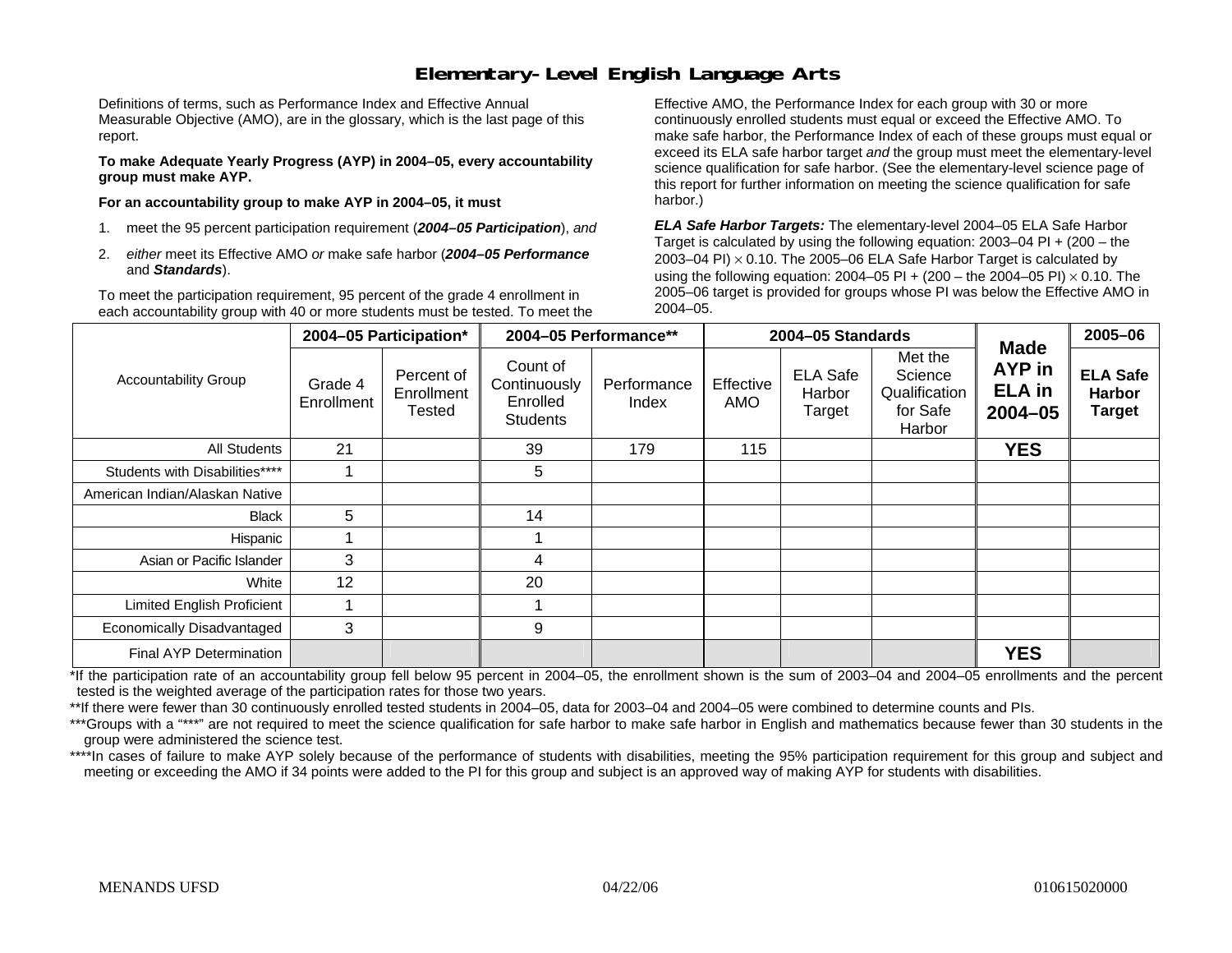# Elementary-Level English Language Arts

Definitions of terms, such as Performance Index and Effective Annual Measurable Objective (AMO), are in the glossary, which is the last page of this report.

**To make Adequate Yearly Progress (AYP) in 2004–05, every accountability group must make AYP.**

**For an accountability group to make AYP in 2004–05, it must**

1. meet the 95 percent participation requirement (***2004–05 Participation***), *and*
2. *either* meet its Effective AMO *or* make safe harbor (***2004–05 Performance*** and ***Standards***).

To meet the participation requirement, 95 percent of the grade 4 enrollment in each accountability group with 40 or more students must be tested. To meet the Effective AMO, the Performance Index for each group with 30 or more continuously enrolled students must equal or exceed the Effective AMO. To make safe harbor, the Performance Index of each of these groups must equal or exceed its ELA safe harbor target *and* the group must meet the elementary-level science qualification for safe harbor. (See the elementary-level science page of this report for further information on meeting the science qualification for safe harbor.)

***ELA Safe Harbor Targets:*** The elementary-level 2004–05 ELA Safe Harbor Target is calculated by using the following equation: 2003–04 PI + (200 – the 2003–04 PI) × 0.10. The 2005–06 ELA Safe Harbor Target is calculated by using the following equation: 2004–05 PI + (200 – the 2004–05 PI) × 0.10. The 2005–06 target is provided for groups whose PI was below the Effective AMO in 2004–05.

| Accountability Group | 2004–05 Participation* | | 2004–05 Performance** | | 2004–05 Standards | | | Made AYP in ELA in 2004–05 | 2005–06 |
|---|---|---|---|---|---|---|---|---|---|
| | Grade 4 Enrollment | Percent of Enrollment Tested | Count of Continuously Enrolled Students | Performance Index | Effective AMO | ELA Safe Harbor Target | Met the Science Qualification for Safe Harbor | | ELA Safe Harbor Target |
| All Students | 21 | | 39 | 179 | 115 | | | **YES** | |
| Students with Disabilities**** | 1 | | 5 | | | | | | |
| American Indian/Alaskan Native | | | | | | | | | |
| Black | 5 | | 14 | | | | | | |
| Hispanic | 1 | | 1 | | | | | | |
| Asian or Pacific Islander | 3 | | 4 | | | | | | |
| White | 12 | | 20 | | | | | | |
| Limited English Proficient | 1 | | 1 | | | | | | |
| Economically Disadvantaged | 3 | | 9 | | | | | | |
| Final AYP Determination | | | | | | | | **YES** | |

*If the participation rate of an accountability group fell below 95 percent in 2004–05, the enrollment shown is the sum of 2003–04 and 2004–05 enrollments and the percent tested is the weighted average of the participation rates for those two years.

**If there were fewer than 30 continuously enrolled tested students in 2004–05, data for 2003–04 and 2004–05 were combined to determine counts and PIs.

***Groups with a "***" are not required to meet the science qualification for safe harbor to make safe harbor in English and mathematics because fewer than 30 students in the group were administered the science test.

****In cases of failure to make AYP solely because of the performance of students with disabilities, meeting the 95% participation requirement for this group and subject and meeting or exceeding the AMO if 34 points were added to the PI for this group and subject is an approved way of making AYP for students with disabilities.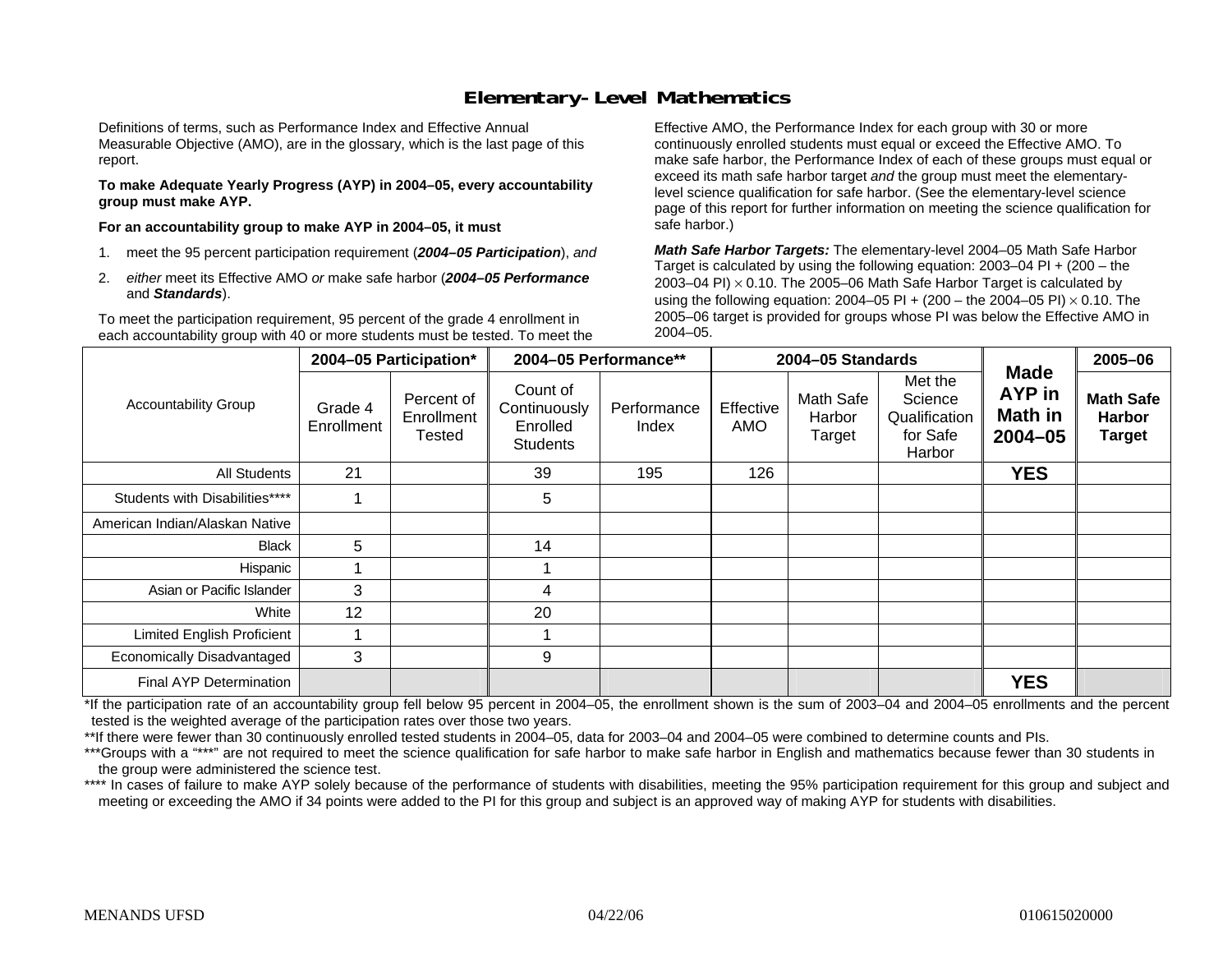## Elementary-Level Mathematics

Definitions of terms, such as Performance Index and Effective Annual Measurable Objective (AMO), are in the glossary, which is the last page of this report.

**To make Adequate Yearly Progress (AYP) in 2004–05, every accountability group must make AYP.**

**For an accountability group to make AYP in 2004–05, it must**

1. meet the 95 percent participation requirement (***2004–05 Participation***), *and*
2. *either* meet its Effective AMO *or* make safe harbor (***2004–05 Performance*** and ***Standards***).

To meet the participation requirement, 95 percent of the grade 4 enrollment in each accountability group with 40 or more students must be tested. To meet the Effective AMO, the Performance Index for each group with 30 or more continuously enrolled students must equal or exceed the Effective AMO. To make safe harbor, the Performance Index of each of these groups must equal or exceed its math safe harbor target *and* the group must meet the elementary-level science qualification for safe harbor. (See the elementary-level science page of this report for further information on meeting the science qualification for safe harbor.)

***Math Safe Harbor Targets:*** The elementary-level 2004–05 Math Safe Harbor Target is calculated by using the following equation: 2003–04 PI + (200 – the 2003–04 PI) $\times$ 0.10. The 2005–06 Math Safe Harbor Target is calculated by using the following equation: 2004–05 PI + (200 – the 2004–05 PI) $\times$ 0.10. The 2005–06 target is provided for groups whose PI was below the Effective AMO in 2004–05.

| Accountability Group | 2004–05 Participation* | | 2004–05 Performance** | | 2004–05 Standards | | | Made AYP in Math in 2004–05 | 2005–06 |
|---|---|---|---|---|---|---|---|---|---|
| | Grade 4 Enrollment | Percent of Enrollment Tested | Count of Continuously Enrolled Students | Performance Index | Effective AMO | Math Safe Harbor Target | Met the Science Qualification for Safe Harbor | | Math Safe Harbor Target |
| All Students | 21 | | 39 | 195 | 126 | | | **YES** | |
| Students with Disabilities**** | 1 | | 5 | | | | | | |
| American Indian/Alaskan Native | | | | | | | | | |
| Black | 5 | | 14 | | | | | | |
| Hispanic | 1 | | 1 | | | | | | |
| Asian or Pacific Islander | 3 | | 4 | | | | | | |
| White | 12 | | 20 | | | | | | |
| Limited English Proficient | 1 | | 1 | | | | | | |
| Economically Disadvantaged | 3 | | 9 | | | | | | |
| Final AYP Determination | | | | | | | | **YES** | |

*If the participation rate of an accountability group fell below 95 percent in 2004–05, the enrollment shown is the sum of 2003–04 and 2004–05 enrollments and the percent tested is the weighted average of the participation rates over those two years.

**If there were fewer than 30 continuously enrolled tested students in 2004–05, data for 2003–04 and 2004–05 were combined to determine counts and PIs.

***Groups with a "***" are not required to meet the science qualification for safe harbor to make safe harbor in English and mathematics because fewer than 30 students in the group were administered the science test.

**** In cases of failure to make AYP solely because of the performance of students with disabilities, meeting the 95% participation requirement for this group and subject and meeting or exceeding the AMO if 34 points were added to the PI for this group and subject is an approved way of making AYP for students with disabilities.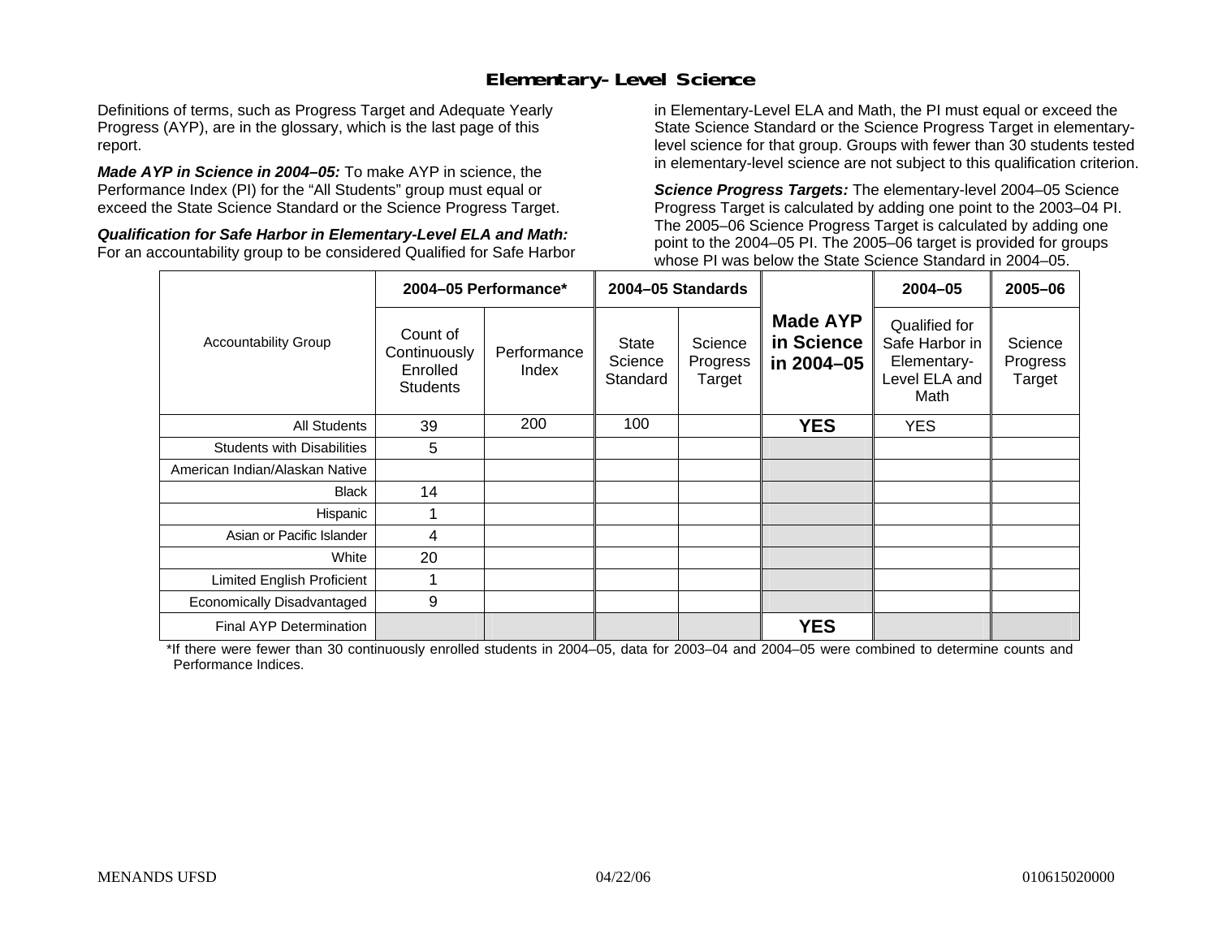## Elementary-Level Science

Definitions of terms, such as Progress Target and Adequate Yearly Progress (AYP), are in the glossary, which is the last page of this report.

***Made AYP in Science in 2004–05:*** To make AYP in science, the Performance Index (PI) for the "All Students" group must equal or exceed the State Science Standard or the Science Progress Target.

***Qualification for Safe Harbor in Elementary-Level ELA and Math:*** For an accountability group to be considered Qualified for Safe Harbor in Elementary-Level ELA and Math, the PI must equal or exceed the State Science Standard or the Science Progress Target in elementary-level science for that group. Groups with fewer than 30 students tested in elementary-level science are not subject to this qualification criterion.

***Science Progress Targets:*** The elementary-level 2004–05 Science Progress Target is calculated by adding one point to the 2003–04 PI. The 2005–06 Science Progress Target is calculated by adding one point to the 2004–05 PI. The 2005–06 target is provided for groups whose PI was below the State Science Standard in 2004–05.

| Accountability Group | 2004–05 Performance* | | 2004–05 Standards | | Made AYP in Science in 2004–05 | 2004–05 | 2005–06 |
|---|---|---|---|---|---|---|---|
| | Count of Continuously Enrolled Students | Performance Index | State Science Standard | Science Progress Target | | Qualified for Safe Harbor in Elementary-Level ELA and Math | Science Progress Target |
| All Students | 39 | 200 | 100 | | **YES** | YES | |
| Students with Disabilities | 5 | | | | | | |
| American Indian/Alaskan Native | | | | | | | |
| Black | 14 | | | | | | |
| Hispanic | 1 | | | | | | |
| Asian or Pacific Islander | 4 | | | | | | |
| White | 20 | | | | | | |
| Limited English Proficient | 1 | | | | | | |
| Economically Disadvantaged | 9 | | | | | | |
| Final AYP Determination | | | | | **YES** | | |

*If there were fewer than 30 continuously enrolled students in 2004–05, data for 2003–04 and 2004–05 were combined to determine counts and Performance Indices.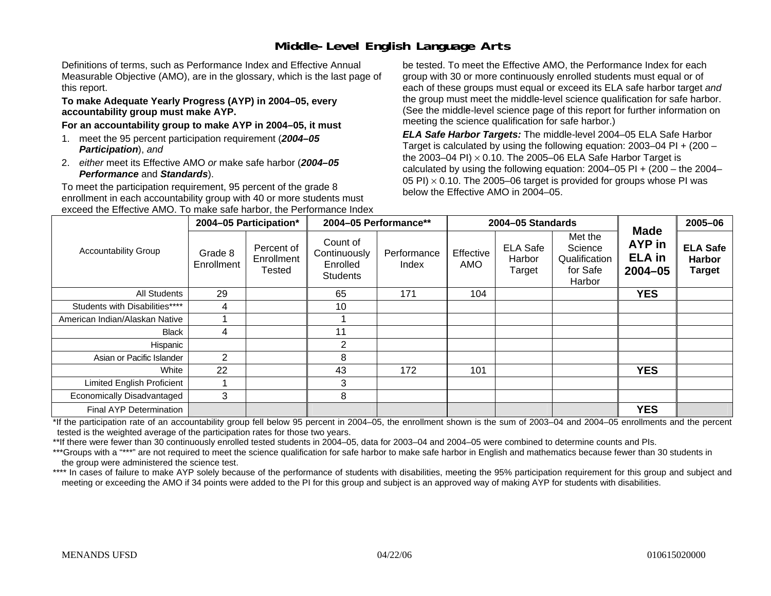## Middle-Level English Language Arts

Definitions of terms, such as Performance Index and Effective Annual Measurable Objective (AMO), are in the glossary, which is the last page of this report.

**To make Adequate Yearly Progress (AYP) in 2004–05, every accountability group must make AYP.**

**For an accountability group to make AYP in 2004–05, it must**

1. meet the 95 percent participation requirement (***2004–05 Participation***), *and*
2. *either* meet its Effective AMO *or* make safe harbor (***2004–05 Performance*** and ***Standards***).

To meet the participation requirement, 95 percent of the grade 8 enrollment in each accountability group with 40 or more students must be tested. To meet the Effective AMO, the Performance Index for each group with 30 or more continuously enrolled students must equal or exceed the Effective AMO. To make safe harbor, the Performance Index of each of these groups must equal or exceed its ELA safe harbor target *and* the group must meet the middle-level science qualification for safe harbor. (See the middle-level science page of this report for further information on meeting the science qualification for safe harbor.)

***ELA Safe Harbor Targets:*** The middle-level 2004–05 ELA Safe Harbor Target is calculated by using the following equation: 2003–04 PI + (200 – the 2003–04 PI) $\times$ 0.10. The 2005–06 ELA Safe Harbor Target is calculated by using the following equation: 2004–05 PI + (200 – the 2004–05 PI) $\times$ 0.10. The 2005–06 target is provided for groups whose PI was below the Effective AMO in 2004–05.

| Accountability Group | 2004–05 Participation* | | 2004–05 Performance** | | 2004–05 Standards | | | Made AYP in ELA in 2004–05 | 2005–06 |
|---|---|---|---|---|---|---|---|---|---|
| | Grade 8 Enrollment | Percent of Enrollment Tested | Count of Continuously Enrolled Students | Performance Index | Effective AMO | ELA Safe Harbor Target | Met the Science Qualification for Safe Harbor | | ELA Safe Harbor Target |
| All Students | 29 | | 65 | 171 | 104 | | | YES | |
| Students with Disabilities**** | 4 | | 10 | | | | | | |
| American Indian/Alaskan Native | 1 | | 1 | | | | | | |
| Black | 4 | | 11 | | | | | | |
| Hispanic | | | 2 | | | | | | |
| Asian or Pacific Islander | 2 | | 8 | | | | | | |
| White | 22 | | 43 | 172 | 101 | | | YES | |
| Limited English Proficient | 1 | | 3 | | | | | | |
| Economically Disadvantaged | 3 | | 8 | | | | | | |
| Final AYP Determination | | | | | | | | YES | |

*If the participation rate of an accountability group fell below 95 percent in 2004–05, the enrollment shown is the sum of 2003–04 and 2004–05 enrollments and the percent tested is the weighted average of the participation rates for those two years.

**If there were fewer than 30 continuously enrolled tested students in 2004–05, data for 2003–04 and 2004–05 were combined to determine counts and PIs.

***Groups with a "***" are not required to meet the science qualification for safe harbor to make safe harbor in English and mathematics because fewer than 30 students in the group were administered the science test.

**** In cases of failure to make AYP solely because of the performance of students with disabilities, meeting the 95% participation requirement for this group and subject and meeting or exceeding the AMO if 34 points were added to the PI for this group and subject is an approved way of making AYP for students with disabilities.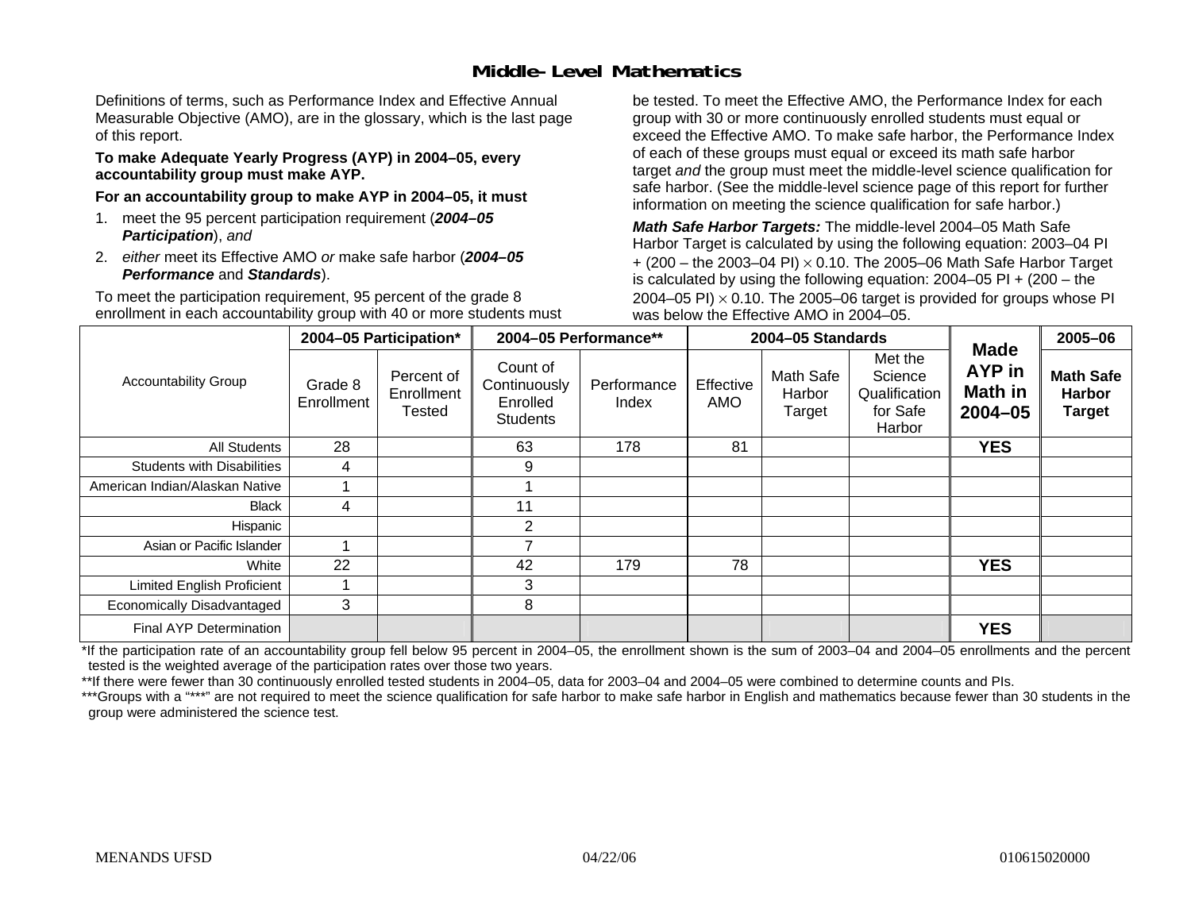## Middle-Level Mathematics

Definitions of terms, such as Performance Index and Effective Annual Measurable Objective (AMO), are in the glossary, which is the last page of this report.

**To make Adequate Yearly Progress (AYP) in 2004–05, every accountability group must make AYP.**

**For an accountability group to make AYP in 2004–05, it must**

1. meet the 95 percent participation requirement (***2004–05 Participation***), *and*
2. *either* meet its Effective AMO *or* make safe harbor (***2004–05 Performance*** and ***Standards***).

To meet the participation requirement, 95 percent of the grade 8 enrollment in each accountability group with 40 or more students must be tested. To meet the Effective AMO, the Performance Index for each group with 30 or more continuously enrolled students must equal or exceed the Effective AMO. To make safe harbor, the Performance Index of each of these groups must equal or exceed its math safe harbor target *and* the group must meet the middle-level science qualification for safe harbor. (See the middle-level science page of this report for further information on meeting the science qualification for safe harbor.)

***Math Safe Harbor Targets:*** The middle-level 2004–05 Math Safe Harbor Target is calculated by using the following equation: 2003–04 PI + (200 – the 2003–04 PI) $\times$ 0.10. The 2005–06 Math Safe Harbor Target is calculated by using the following equation: 2004–05 PI + (200 – the 2004–05 PI) $\times$ 0.10. The 2005–06 target is provided for groups whose PI was below the Effective AMO in 2004–05.

| Accountability Group | 2004–05 Participation* | | 2004–05 Performance** | | 2004–05 Standards | | | Made AYP in Math in 2004–05 | 2005–06 |
|---|---|---|---|---|---|---|---|---|---|
| | Grade 8 Enrollment | Percent of Enrollment Tested | Count of Continuously Enrolled Students | Performance Index | Effective AMO | Math Safe Harbor Target | Met the Science Qualification for Safe Harbor | | Math Safe Harbor Target |
| All Students | 28 | | 63 | 178 | 81 | | | YES | |
| Students with Disabilities | 4 | | 9 | | | | | | |
| American Indian/Alaskan Native | 1 | | 1 | | | | | | |
| Black | 4 | | 11 | | | | | | |
| Hispanic | | | 2 | | | | | | |
| Asian or Pacific Islander | 1 | | 7 | | | | | | |
| White | 22 | | 42 | 179 | 78 | | | YES | |
| Limited English Proficient | 1 | | 3 | | | | | | |
| Economically Disadvantaged | 3 | | 8 | | | | | | |
| Final AYP Determination | | | | | | | | YES | |

*If the participation rate of an accountability group fell below 95 percent in 2004–05, the enrollment shown is the sum of 2003–04 and 2004–05 enrollments and the percent tested is the weighted average of the participation rates over those two years.

**If there were fewer than 30 continuously enrolled tested students in 2004–05, data for 2003–04 and 2004–05 were combined to determine counts and PIs.

***Groups with a "***" are not required to meet the science qualification for safe harbor to make safe harbor in English and mathematics because fewer than 30 students in the group were administered the science test.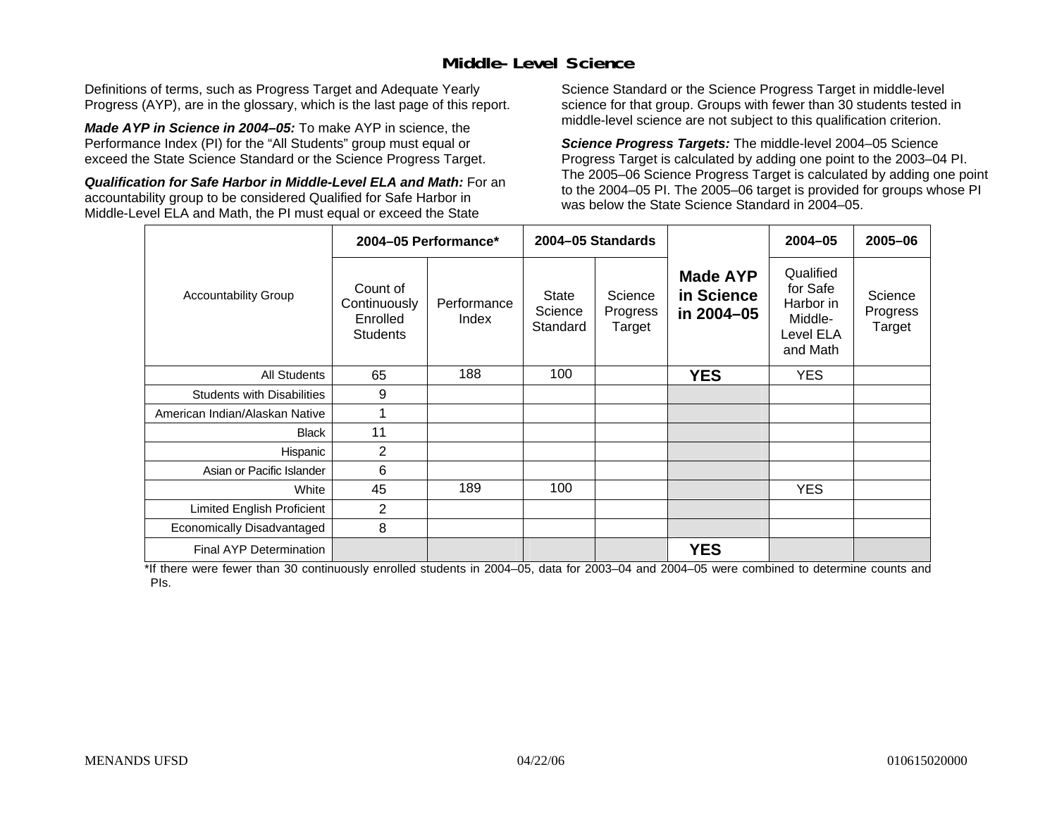## Middle-Level Science

Definitions of terms, such as Progress Target and Adequate Yearly Progress (AYP), are in the glossary, which is the last page of this report.

***Made AYP in Science in 2004–05:*** To make AYP in science, the Performance Index (PI) for the "All Students" group must equal or exceed the State Science Standard or the Science Progress Target.

***Qualification for Safe Harbor in Middle-Level ELA and Math:*** For an accountability group to be considered Qualified for Safe Harbor in Middle-Level ELA and Math, the PI must equal or exceed the State Science Standard or the Science Progress Target in middle-level science for that group. Groups with fewer than 30 students tested in middle-level science are not subject to this qualification criterion.

***Science Progress Targets:*** The middle-level 2004–05 Science Progress Target is calculated by adding one point to the 2003–04 PI. The 2005–06 Science Progress Target is calculated by adding one point to the 2004–05 PI. The 2005–06 target is provided for groups whose PI was below the State Science Standard in 2004–05.

| Accountability Group | 2004–05 Performance* | | 2004–05 Standards | | Made AYP in Science in 2004–05 | 2004–05 | 2005–06 |
|---|---|---|---|---|---|---|---|
| | Count of Continuously Enrolled Students | Performance Index | State Science Standard | Science Progress Target | | Qualified for Safe Harbor in Middle-Level ELA and Math | Science Progress Target |
| All Students | 65 | 188 | 100 | | **YES** | YES | |
| Students with Disabilities | 9 | | | | | | |
| American Indian/Alaskan Native | 1 | | | | | | |
| Black | 11 | | | | | | |
| Hispanic | 2 | | | | | | |
| Asian or Pacific Islander | 6 | | | | | | |
| White | 45 | 189 | 100 | | | YES | |
| Limited English Proficient | 2 | | | | | | |
| Economically Disadvantaged | 8 | | | | | | |
| Final AYP Determination | | | | | **YES** | | |

*If there were fewer than 30 continuously enrolled students in 2004–05, data for 2003–04 and 2004–05 were combined to determine counts and PIs.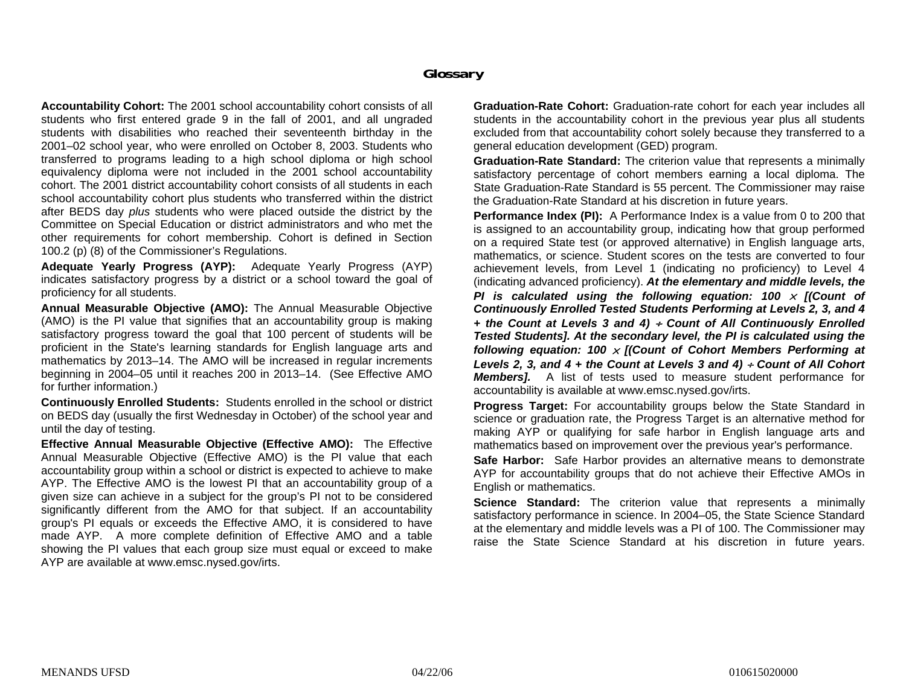# Glossary

**Accountability Cohort:** The 2001 school accountability cohort consists of all students who first entered grade 9 in the fall of 2001, and all ungraded students with disabilities who reached their seventeenth birthday in the 2001–02 school year, who were enrolled on October 8, 2003. Students who transferred to programs leading to a high school diploma or high school equivalency diploma were not included in the 2001 school accountability cohort. The 2001 district accountability cohort consists of all students in each school accountability cohort plus students who transferred within the district after BEDS day *plus* students who were placed outside the district by the Committee on Special Education or district administrators and who met the other requirements for cohort membership. Cohort is defined in Section 100.2 (p) (8) of the Commissioner's Regulations.

**Adequate Yearly Progress (AYP):** Adequate Yearly Progress (AYP) indicates satisfactory progress by a district or a school toward the goal of proficiency for all students.

**Annual Measurable Objective (AMO):** The Annual Measurable Objective (AMO) is the PI value that signifies that an accountability group is making satisfactory progress toward the goal that 100 percent of students will be proficient in the State's learning standards for English language arts and mathematics by 2013–14. The AMO will be increased in regular increments beginning in 2004–05 until it reaches 200 in 2013–14. (See Effective AMO for further information.)

**Continuously Enrolled Students:** Students enrolled in the school or district on BEDS day (usually the first Wednesday in October) of the school year and until the day of testing.

**Effective Annual Measurable Objective (Effective AMO):** The Effective Annual Measurable Objective (Effective AMO) is the PI value that each accountability group within a school or district is expected to achieve to make AYP. The Effective AMO is the lowest PI that an accountability group of a given size can achieve in a subject for the group's PI not to be considered significantly different from the AMO for that subject. If an accountability group's PI equals or exceeds the Effective AMO, it is considered to have made AYP. A more complete definition of Effective AMO and a table showing the PI values that each group size must equal or exceed to make AYP are available at www.emsc.nysed.gov/irts.

**Graduation-Rate Cohort:** Graduation-rate cohort for each year includes all students in the accountability cohort in the previous year plus all students excluded from that accountability cohort solely because they transferred to a general education development (GED) program.

**Graduation-Rate Standard:** The criterion value that represents a minimally satisfactory percentage of cohort members earning a local diploma. The State Graduation-Rate Standard is 55 percent. The Commissioner may raise the Graduation-Rate Standard at his discretion in future years.

**Performance Index (PI):** A Performance Index is a value from 0 to 200 that is assigned to an accountability group, indicating how that group performed on a required State test (or approved alternative) in English language arts, mathematics, or science. Student scores on the tests are converted to four achievement levels, from Level 1 (indicating no proficiency) to Level 4 (indicating advanced proficiency). ***At the elementary and middle levels, the PI is calculated using the following equation: 100 × [(Count of Continuously Enrolled Tested Students Performing at Levels 2, 3, and 4 + the Count at Levels 3 and 4) ÷ Count of All Continuously Enrolled Tested Students]. At the secondary level, the PI is calculated using the following equation: 100 × [(Count of Cohort Members Performing at Levels 2, 3, and 4 + the Count at Levels 3 and 4) ÷ Count of All Cohort Members].*** A list of tests used to measure student performance for accountability is available at www.emsc.nysed.gov/irts.

**Progress Target:** For accountability groups below the State Standard in science or graduation rate, the Progress Target is an alternative method for making AYP or qualifying for safe harbor in English language arts and mathematics based on improvement over the previous year's performance.

**Safe Harbor:** Safe Harbor provides an alternative means to demonstrate AYP for accountability groups that do not achieve their Effective AMOs in English or mathematics.

**Science Standard:** The criterion value that represents a minimally satisfactory performance in science. In 2004–05, the State Science Standard at the elementary and middle levels was a PI of 100. The Commissioner may raise the State Science Standard at his discretion in future years.